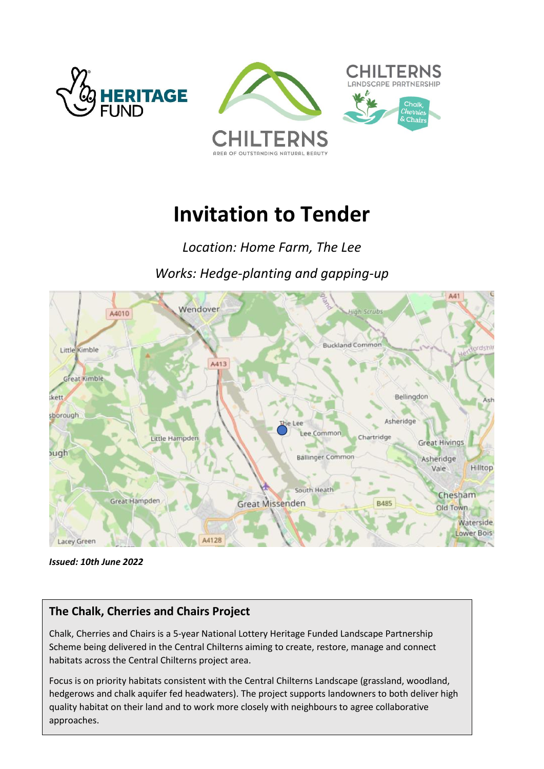# Invitation to Tender

*Location: Home Farm, The Lee*

*Works: Hedge-planting and gapping-up*

***Issued: 10th June 2022***

## The Chalk, Cherries and Chairs Project

Chalk, Cherries and Chairs is a 5-year National Lottery Heritage Funded Landscape Partnership Scheme being delivered in the Central Chilterns aiming to create, restore, manage and connect habitats across the Central Chilterns project area.

Focus is on priority habitats consistent with the Central Chilterns Landscape (grassland, woodland, hedgerows and chalk aquifer fed headwaters). The project supports landowners to both deliver high quality habitat on their land and to work more closely with neighbours to agree collaborative approaches.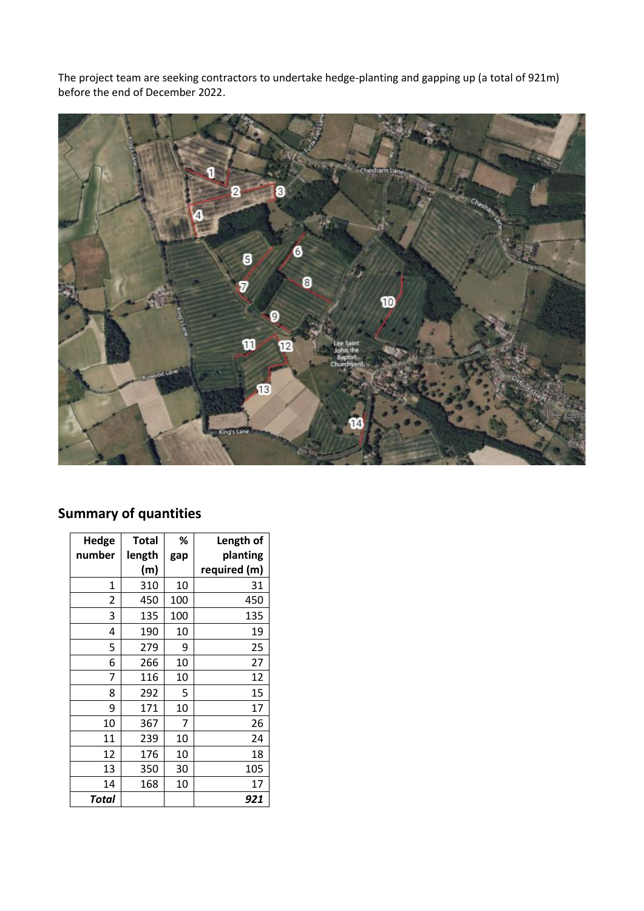The project team are seeking contractors to undertake hedge-planting and gapping up (a total of 921m) before the end of December 2022.

## Summary of quantities

| Hedge number | Total length (m) | % gap | Length of planting required (m) |
|---|---|---|---|
| 1 | 310 | 10 | 31 |
| 2 | 450 | 100 | 450 |
| 3 | 135 | 100 | 135 |
| 4 | 190 | 10 | 19 |
| 5 | 279 | 9 | 25 |
| 6 | 266 | 10 | 27 |
| 7 | 116 | 10 | 12 |
| 8 | 292 | 5 | 15 |
| 9 | 171 | 10 | 17 |
| 10 | 367 | 7 | 26 |
| 11 | 239 | 10 | 24 |
| 12 | 176 | 10 | 18 |
| 13 | 350 | 30 | 105 |
| 14 | 168 | 10 | 17 |
| ***Total*** | | | ***921*** |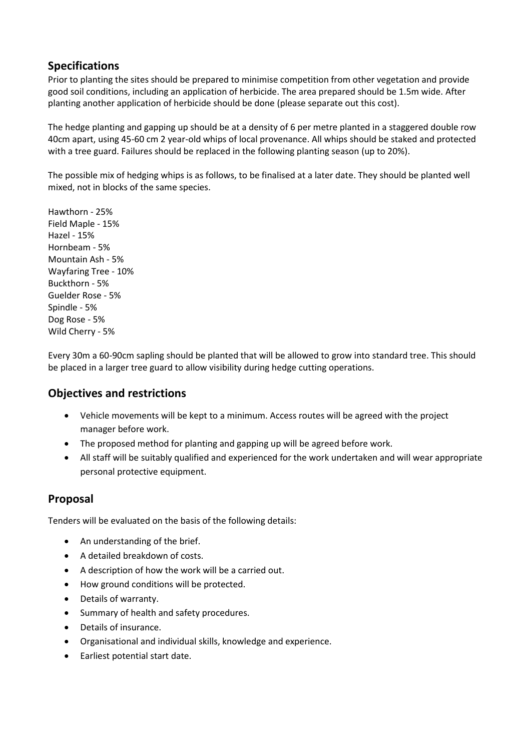## Specifications

Prior to planting the sites should be prepared to minimise competition from other vegetation and provide good soil conditions, including an application of herbicide. The area prepared should be 1.5m wide. After planting another application of herbicide should be done (please separate out this cost).

The hedge planting and gapping up should be at a density of 6 per metre planted in a staggered double row 40cm apart, using 45-60 cm 2 year-old whips of local provenance. All whips should be staked and protected with a tree guard. Failures should be replaced in the following planting season (up to 20%).

The possible mix of hedging whips is as follows, to be finalised at a later date. They should be planted well mixed, not in blocks of the same species.

Hawthorn - 25%
Field Maple - 15%
Hazel - 15%
Hornbeam - 5%
Mountain Ash - 5%
Wayfaring Tree - 10%
Buckthorn - 5%
Guelder Rose - 5%
Spindle - 5%
Dog Rose - 5%
Wild Cherry - 5%

Every 30m a 60-90cm sapling should be planted that will be allowed to grow into standard tree. This should be placed in a larger tree guard to allow visibility during hedge cutting operations.

## Objectives and restrictions

- Vehicle movements will be kept to a minimum. Access routes will be agreed with the project manager before work.
- The proposed method for planting and gapping up will be agreed before work.
- All staff will be suitably qualified and experienced for the work undertaken and will wear appropriate personal protective equipment.

## Proposal

Tenders will be evaluated on the basis of the following details:

- An understanding of the brief.
- A detailed breakdown of costs.
- A description of how the work will be a carried out.
- How ground conditions will be protected.
- Details of warranty.
- Summary of health and safety procedures.
- Details of insurance.
- Organisational and individual skills, knowledge and experience.
- Earliest potential start date.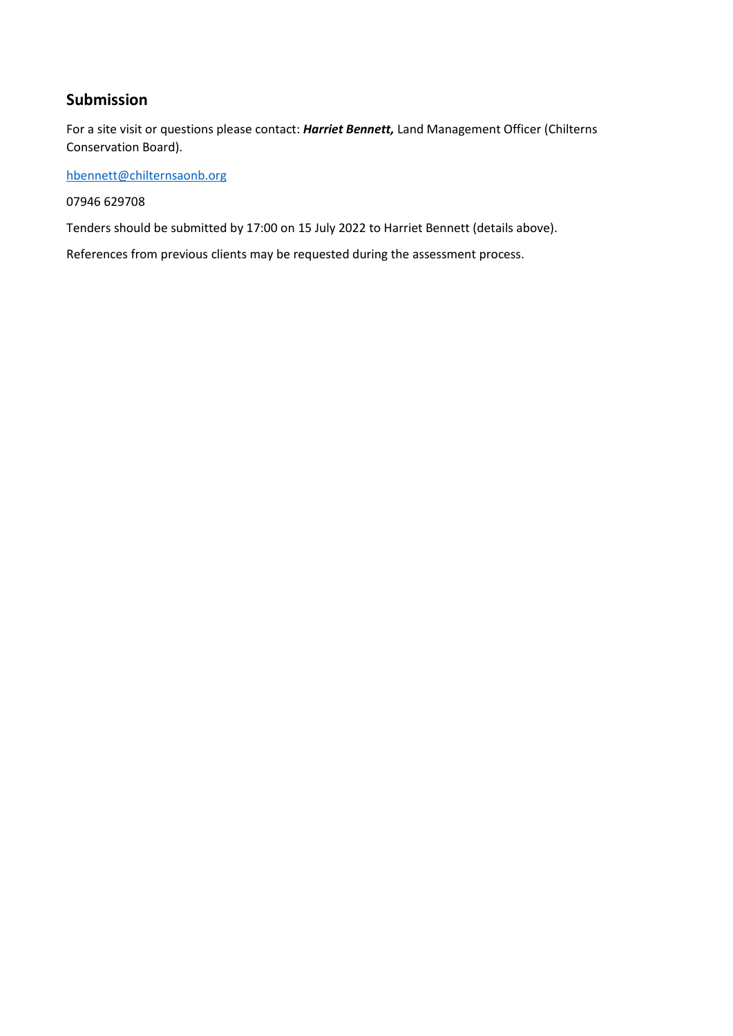## Submission

For a site visit or questions please contact: ***Harriet Bennett,*** Land Management Officer (Chilterns Conservation Board).

hbennett@chilternsaonb.org

07946 629708

Tenders should be submitted by 17:00 on 15 July 2022 to Harriet Bennett (details above).

References from previous clients may be requested during the assessment process.